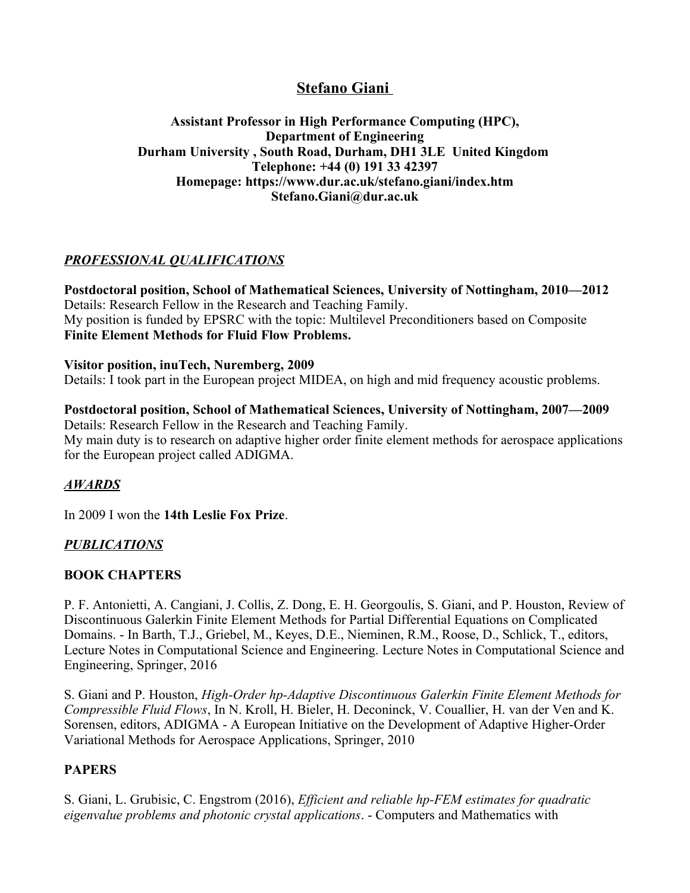# Stefano Giani

**Assistant Professor in High Performance Computing (HPC),**
**Department of Engineering**
**Durham University , South Road, Durham, DH1 3LE United Kingdom**
**Telephone: +44 (0) 191 33 42397**
**Homepage: https://www.dur.ac.uk/stefano.giani/index.htm**
**Stefano.Giani@dur.ac.uk**

## *PROFESSIONAL QUALIFICATIONS*

**Postdoctoral position, School of Mathematical Sciences, University of Nottingham, 2010—2012**
Details: Research Fellow in the Research and Teaching Family.
My position is funded by EPSRC with the topic: Multilevel Preconditioners based on Composite **Finite Element Methods for Fluid Flow Problems.**

**Visitor position, inuTech, Nuremberg, 2009**
Details: I took part in the European project MIDEA, on high and mid frequency acoustic problems.

**Postdoctoral position, School of Mathematical Sciences, University of Nottingham, 2007—2009**
Details: Research Fellow in the Research and Teaching Family.
My main duty is to research on adaptive higher order finite element methods for aerospace applications for the European project called ADIGMA.

## *AWARDS*

In 2009 I won the **14th Leslie Fox Prize**.

## *PUBLICATIONS*

### BOOK CHAPTERS

P. F. Antonietti, A. Cangiani, J. Collis, Z. Dong, E. H. Georgoulis, S. Giani, and P. Houston, Review of Discontinuous Galerkin Finite Element Methods for Partial Differential Equations on Complicated Domains. - In Barth, T.J., Griebel, M., Keyes, D.E., Nieminen, R.M., Roose, D., Schlick, T., editors, Lecture Notes in Computational Science and Engineering. Lecture Notes in Computational Science and Engineering, Springer, 2016

S. Giani and P. Houston, *High-Order hp-Adaptive Discontinuous Galerkin Finite Element Methods for Compressible Fluid Flows*, In N. Kroll, H. Bieler, H. Deconinck, V. Couallier, H. van der Ven and K. Sorensen, editors, ADIGMA - A European Initiative on the Development of Adaptive Higher-Order Variational Methods for Aerospace Applications, Springer, 2010

### PAPERS

S. Giani, L. Grubisic, C. Engstrom (2016), *Efficient and reliable hp-FEM estimates for quadratic eigenvalue problems and photonic crystal applications*. - Computers and Mathematics with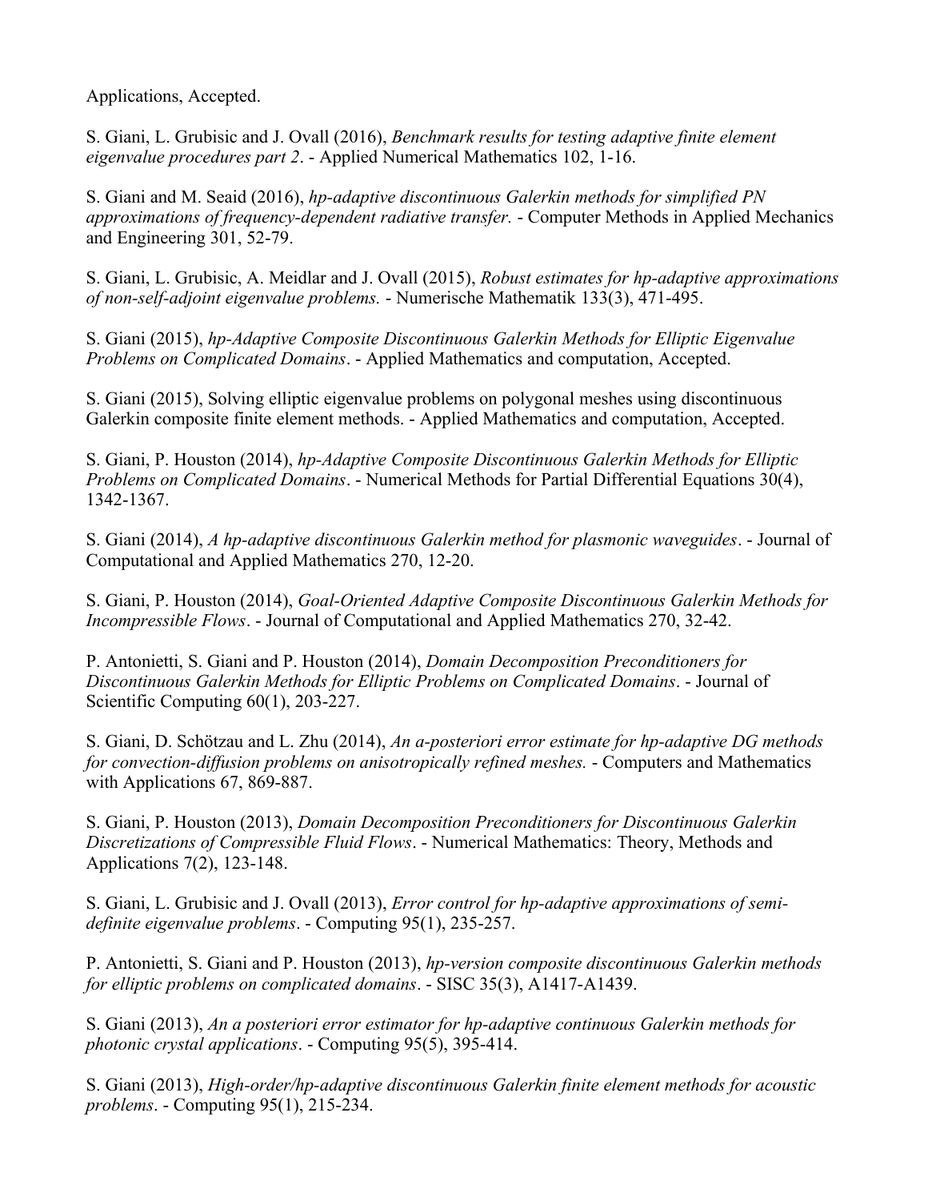Applications, Accepted.

S. Giani, L. Grubisic and J. Ovall (2016), *Benchmark results for testing adaptive finite element eigenvalue procedures part 2*. - Applied Numerical Mathematics 102, 1-16.

S. Giani and M. Seaid (2016), *hp-adaptive discontinuous Galerkin methods for simplified PN approximations of frequency-dependent radiative transfer.* - Computer Methods in Applied Mechanics and Engineering 301, 52-79.

S. Giani, L. Grubisic, A. Meidlar and J. Ovall (2015), *Robust estimates for hp-adaptive approximations of non-self-adjoint eigenvalue problems.* - Numerische Mathematik 133(3), 471-495.

S. Giani (2015), *hp-Adaptive Composite Discontinuous Galerkin Methods for Elliptic Eigenvalue Problems on Complicated Domains*. - Applied Mathematics and computation, Accepted.

S. Giani (2015), Solving elliptic eigenvalue problems on polygonal meshes using discontinuous Galerkin composite finite element methods. - Applied Mathematics and computation, Accepted.

S. Giani, P. Houston (2014), *hp-Adaptive Composite Discontinuous Galerkin Methods for Elliptic Problems on Complicated Domains*. - Numerical Methods for Partial Differential Equations 30(4), 1342-1367.

S. Giani (2014), *A hp-adaptive discontinuous Galerkin method for plasmonic waveguides*. - Journal of Computational and Applied Mathematics 270, 12-20.

S. Giani, P. Houston (2014), *Goal-Oriented Adaptive Composite Discontinuous Galerkin Methods for Incompressible Flows*. - Journal of Computational and Applied Mathematics 270, 32-42.

P. Antonietti, S. Giani and P. Houston (2014), *Domain Decomposition Preconditioners for Discontinuous Galerkin Methods for Elliptic Problems on Complicated Domains*. - Journal of Scientific Computing 60(1), 203-227.

S. Giani, D. Schötzau and L. Zhu (2014), *An a-posteriori error estimate for hp-adaptive DG methods for convection-diffusion problems on anisotropically refined meshes.* - Computers and Mathematics with Applications 67, 869-887.

S. Giani, P. Houston (2013), *Domain Decomposition Preconditioners for Discontinuous Galerkin Discretizations of Compressible Fluid Flows*. - Numerical Mathematics: Theory, Methods and Applications 7(2), 123-148.

S. Giani, L. Grubisic and J. Ovall (2013), *Error control for hp-adaptive approximations of semi-definite eigenvalue problems*. - Computing 95(1), 235-257.

P. Antonietti, S. Giani and P. Houston (2013), *hp-version composite discontinuous Galerkin methods for elliptic problems on complicated domains*. - SISC 35(3), A1417-A1439.

S. Giani (2013), *An a posteriori error estimator for hp-adaptive continuous Galerkin methods for photonic crystal applications*. - Computing 95(5), 395-414.

S. Giani (2013), *High-order/hp-adaptive discontinuous Galerkin finite element methods for acoustic problems*. - Computing 95(1), 215-234.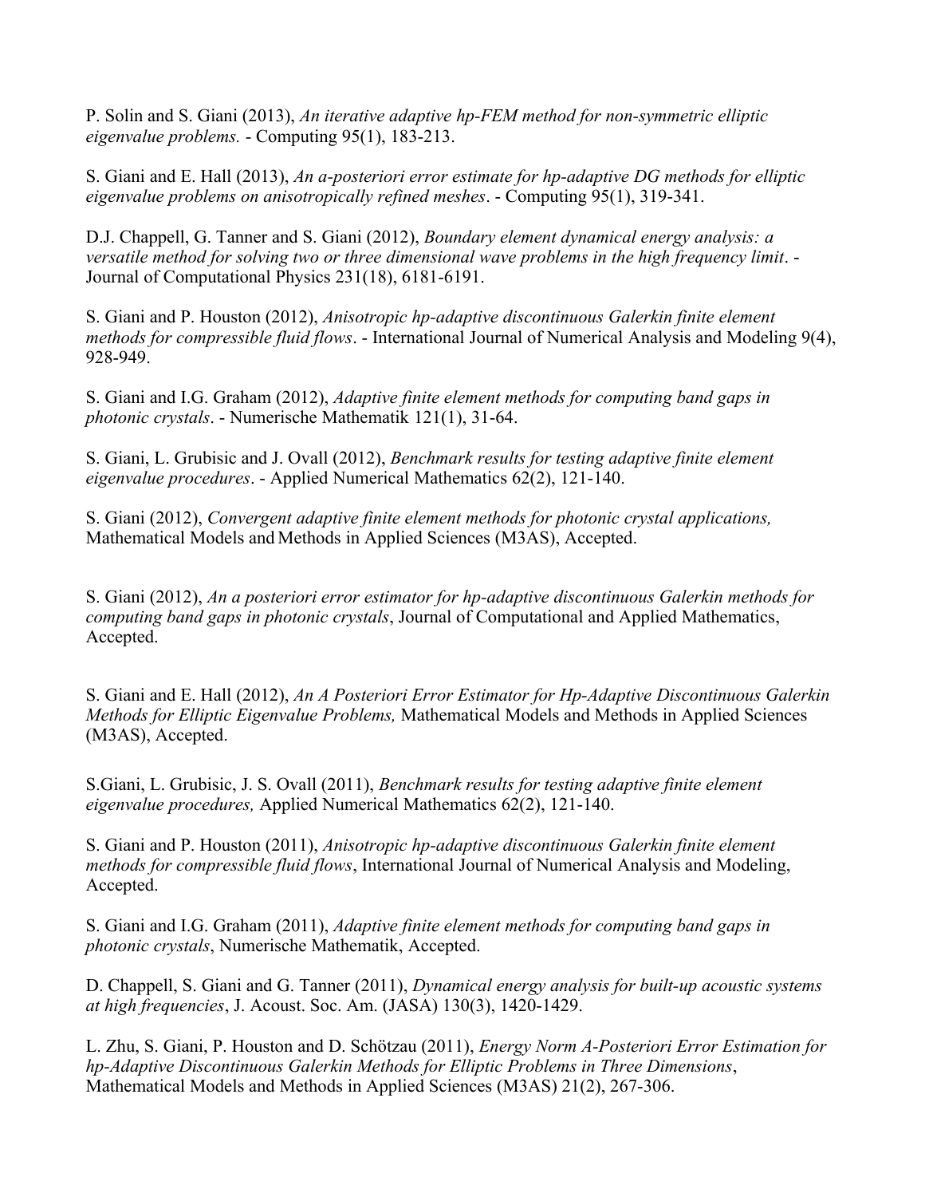P. Solin and S. Giani (2013), *An iterative adaptive hp-FEM method for non-symmetric elliptic eigenvalue problems.* - Computing 95(1), 183-213.

S. Giani and E. Hall (2013), *An a-posteriori error estimate for hp-adaptive DG methods for elliptic eigenvalue problems on anisotropically refined meshes*. - Computing 95(1), 319-341.

D.J. Chappell, G. Tanner and S. Giani (2012), *Boundary element dynamical energy analysis: a versatile method for solving two or three dimensional wave problems in the high frequency limit*. - Journal of Computational Physics 231(18), 6181-6191.

S. Giani and P. Houston (2012), *Anisotropic hp-adaptive discontinuous Galerkin finite element methods for compressible fluid flows*. - International Journal of Numerical Analysis and Modeling 9(4), 928-949.

S. Giani and I.G. Graham (2012), *Adaptive finite element methods for computing band gaps in photonic crystals*. - Numerische Mathematik 121(1), 31-64.

S. Giani, L. Grubisic and J. Ovall (2012), *Benchmark results for testing adaptive finite element eigenvalue procedures*. - Applied Numerical Mathematics 62(2), 121-140.

S. Giani (2012), *Convergent adaptive finite element methods for photonic crystal applications,* Mathematical Models and Methods in Applied Sciences (M3AS), Accepted.

S. Giani (2012), *An a posteriori error estimator for hp-adaptive discontinuous Galerkin methods for computing band gaps in photonic crystals*, Journal of Computational and Applied Mathematics, Accepted.

S. Giani and E. Hall (2012), *An A Posteriori Error Estimator for Hp-Adaptive Discontinuous Galerkin Methods for Elliptic Eigenvalue Problems,* Mathematical Models and Methods in Applied Sciences (M3AS), Accepted.

S.Giani, L. Grubisic, J. S. Ovall (2011), *Benchmark results for testing adaptive finite element eigenvalue procedures,* Applied Numerical Mathematics 62(2), 121-140.

S. Giani and P. Houston (2011), *Anisotropic hp-adaptive discontinuous Galerkin finite element methods for compressible fluid flows*, International Journal of Numerical Analysis and Modeling, Accepted.

S. Giani and I.G. Graham (2011), *Adaptive finite element methods for computing band gaps in photonic crystals*, Numerische Mathematik, Accepted.

D. Chappell, S. Giani and G. Tanner (2011), *Dynamical energy analysis for built-up acoustic systems at high frequencies*, J. Acoust. Soc. Am. (JASA) 130(3), 1420-1429.

L. Zhu, S. Giani, P. Houston and D. Schötzau (2011), *Energy Norm A-Posteriori Error Estimation for hp-Adaptive Discontinuous Galerkin Methods for Elliptic Problems in Three Dimensions*, Mathematical Models and Methods in Applied Sciences (M3AS) 21(2), 267-306.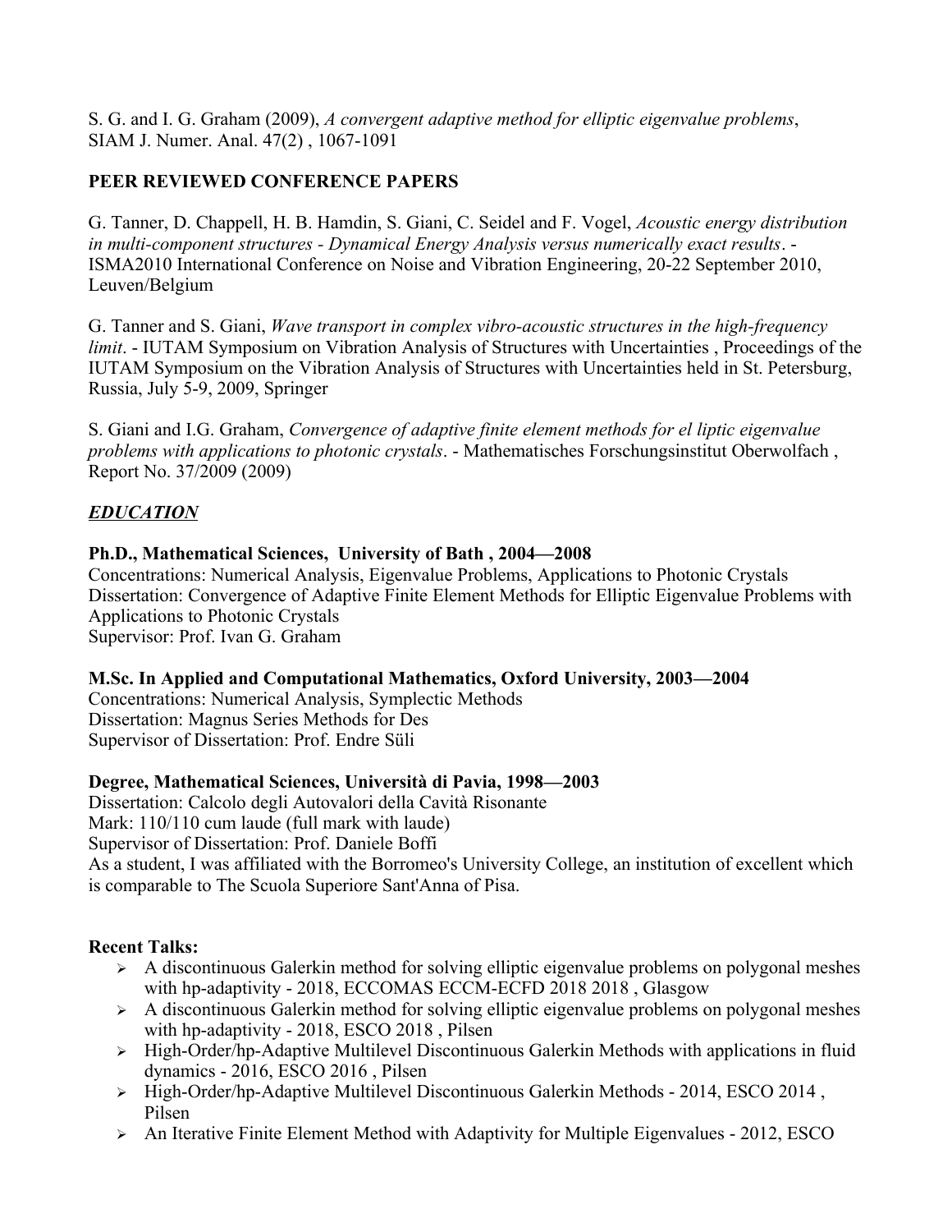S. G. and I. G. Graham (2009), *A convergent adaptive method for elliptic eigenvalue problems*, SIAM J. Numer. Anal. 47(2) , 1067-1091

**PEER REVIEWED CONFERENCE PAPERS**

G. Tanner, D. Chappell, H. B. Hamdin, S. Giani, C. Seidel and F. Vogel, *Acoustic energy distribution in multi-component structures - Dynamical Energy Analysis versus numerically exact results*. - ISMA2010 International Conference on Noise and Vibration Engineering, 20-22 September 2010, Leuven/Belgium

G. Tanner and S. Giani, *Wave transport in complex vibro-acoustic structures in the high-frequency limit*. - IUTAM Symposium on Vibration Analysis of Structures with Uncertainties , Proceedings of the IUTAM Symposium on the Vibration Analysis of Structures with Uncertainties held in St. Petersburg, Russia, July 5-9, 2009, Springer

S. Giani and I.G. Graham, *Convergence of adaptive finite element methods for el liptic eigenvalue problems with applications to photonic crystals*. - Mathematisches Forschungsinstitut Oberwolfach , Report No. 37/2009 (2009)

## ***EDUCATION***

**Ph.D., Mathematical Sciences, University of Bath , 2004—2008**
Concentrations: Numerical Analysis, Eigenvalue Problems, Applications to Photonic Crystals
Dissertation: Convergence of Adaptive Finite Element Methods for Elliptic Eigenvalue Problems with Applications to Photonic Crystals
Supervisor: Prof. Ivan G. Graham

**M.Sc. In Applied and Computational Mathematics, Oxford University, 2003—2004**
Concentrations: Numerical Analysis, Symplectic Methods
Dissertation: Magnus Series Methods for Des
Supervisor of Dissertation: Prof. Endre Süli

**Degree, Mathematical Sciences, Università di Pavia, 1998—2003**
Dissertation: Calcolo degli Autovalori della Cavità Risonante
Mark: 110/110 cum laude (full mark with laude)
Supervisor of Dissertation: Prof. Daniele Boffi
As a student, I was affiliated with the Borromeo's University College, an institution of excellent which is comparable to The Scuola Superiore Sant'Anna of Pisa.

**Recent Talks:**

- A discontinuous Galerkin method for solving elliptic eigenvalue problems on polygonal meshes with hp-adaptivity - 2018, ECCOMAS ECCM-ECFD 2018 2018 , Glasgow
- A discontinuous Galerkin method for solving elliptic eigenvalue problems on polygonal meshes with hp-adaptivity - 2018, ESCO 2018 , Pilsen
- High-Order/hp-Adaptive Multilevel Discontinuous Galerkin Methods with applications in fluid dynamics - 2016, ESCO 2016 , Pilsen
- High-Order/hp-Adaptive Multilevel Discontinuous Galerkin Methods - 2014, ESCO 2014 , Pilsen
- An Iterative Finite Element Method with Adaptivity for Multiple Eigenvalues - 2012, ESCO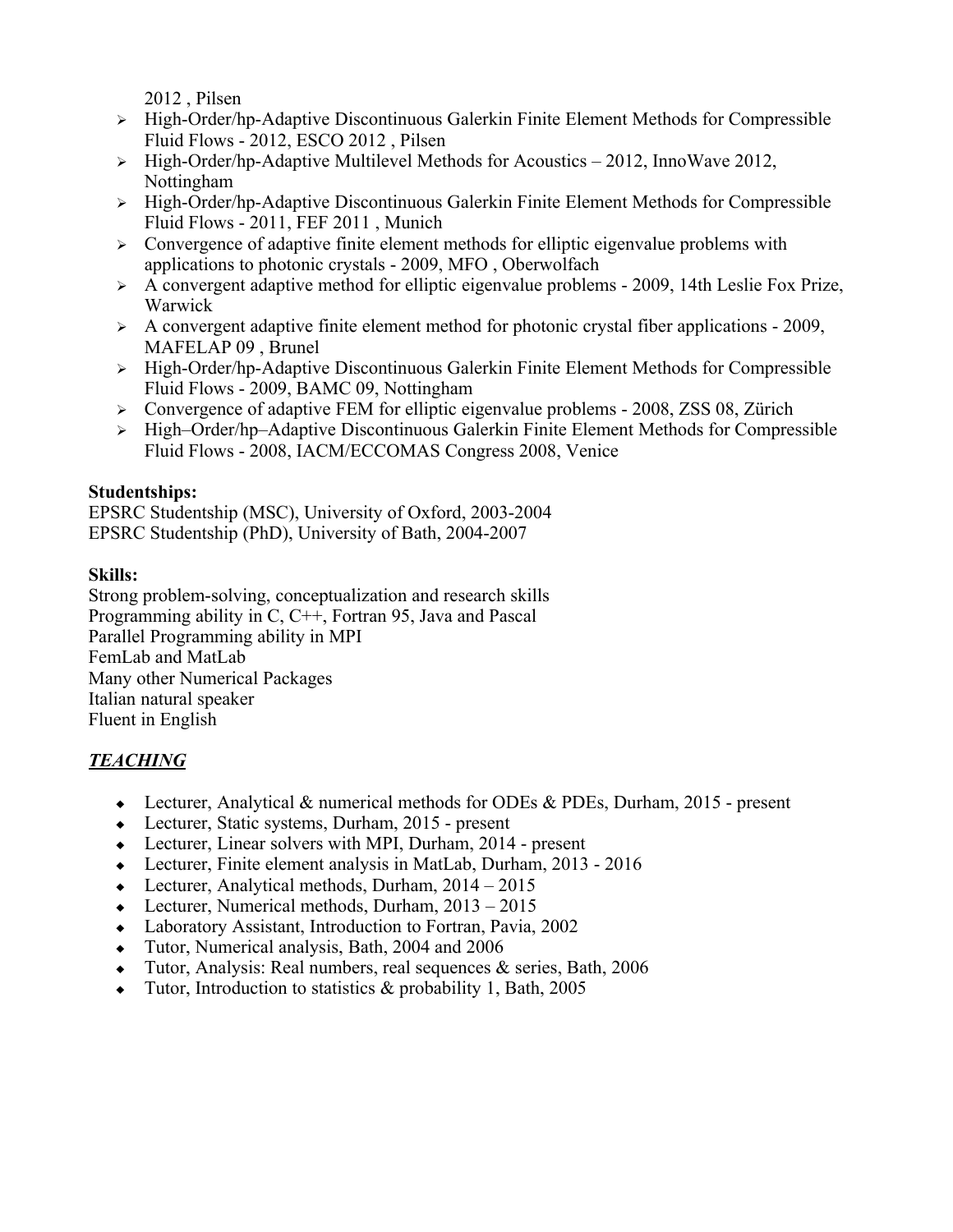2012 , Pilsen

- High-Order/hp-Adaptive Discontinuous Galerkin Finite Element Methods for Compressible Fluid Flows - 2012, ESCO 2012 , Pilsen
- High-Order/hp-Adaptive Multilevel Methods for Acoustics – 2012, InnoWave 2012, Nottingham
- High-Order/hp-Adaptive Discontinuous Galerkin Finite Element Methods for Compressible Fluid Flows - 2011, FEF 2011 , Munich
- Convergence of adaptive finite element methods for elliptic eigenvalue problems with applications to photonic crystals - 2009, MFO , Oberwolfach
- A convergent adaptive method for elliptic eigenvalue problems - 2009, 14th Leslie Fox Prize, Warwick
- A convergent adaptive finite element method for photonic crystal fiber applications - 2009, MAFELAP 09 , Brunel
- High-Order/hp-Adaptive Discontinuous Galerkin Finite Element Methods for Compressible Fluid Flows - 2009, BAMC 09, Nottingham
- Convergence of adaptive FEM for elliptic eigenvalue problems - 2008, ZSS 08, Zürich
- High–Order/hp–Adaptive Discontinuous Galerkin Finite Element Methods for Compressible Fluid Flows - 2008, IACM/ECCOMAS Congress 2008, Venice

**Studentships:**
EPSRC Studentship (MSC), University of Oxford, 2003-2004
EPSRC Studentship (PhD), University of Bath, 2004-2007

**Skills:**
Strong problem-solving, conceptualization and research skills
Programming ability in C, C++, Fortran 95, Java and Pascal
Parallel Programming ability in MPI
FemLab and MatLab
Many other Numerical Packages
Italian natural speaker
Fluent in English

## ***TEACHING***

- Lecturer, Analytical & numerical methods for ODEs & PDEs, Durham, 2015 - present
- Lecturer, Static systems, Durham, 2015 - present
- Lecturer, Linear solvers with MPI, Durham, 2014 - present
- Lecturer, Finite element analysis in MatLab, Durham, 2013 - 2016
- Lecturer, Analytical methods, Durham, 2014 – 2015
- Lecturer, Numerical methods, Durham, 2013 – 2015
- Laboratory Assistant, Introduction to Fortran, Pavia, 2002
- Tutor, Numerical analysis, Bath, 2004 and 2006
- Tutor, Analysis: Real numbers, real sequences & series, Bath, 2006
- Tutor, Introduction to statistics & probability 1, Bath, 2005